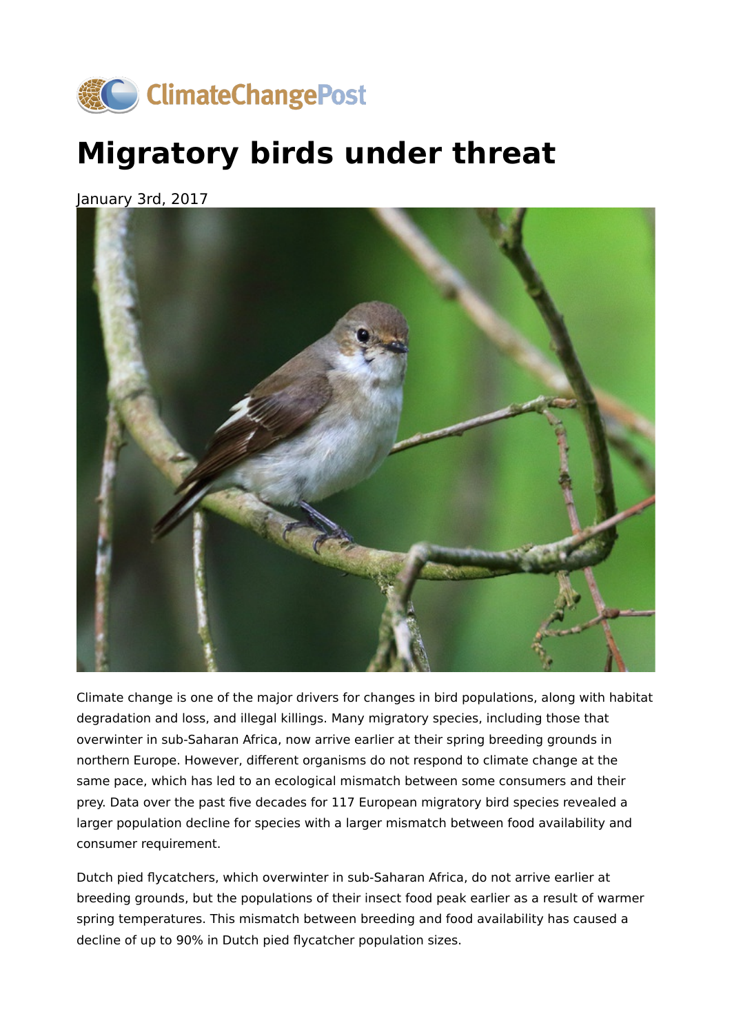# Migratory birds under threat

January 3rd, 2017

Climate change is one of the major drivers for changes in bird populations, along with habitat degradation and loss, and illegal killings. Many migratory species, including those that overwinter in sub-Saharan Africa, now arrive earlier at their spring breeding grounds in northern Europe. However, different organisms do not respond to climate change at the same pace, which has led to an ecological mismatch between some consumers and their prey. Data over the past five decades for 117 European migratory bird species revealed a larger population decline for species with a larger mismatch between food availability and consumer requirement.

Dutch pied flycatchers, which overwinter in sub-Saharan Africa, do not arrive earlier at breeding grounds, but the populations of their insect food peak earlier as a result of warmer spring temperatures. This mismatch between breeding and food availability has caused a decline of up to 90% in Dutch pied flycatcher population sizes.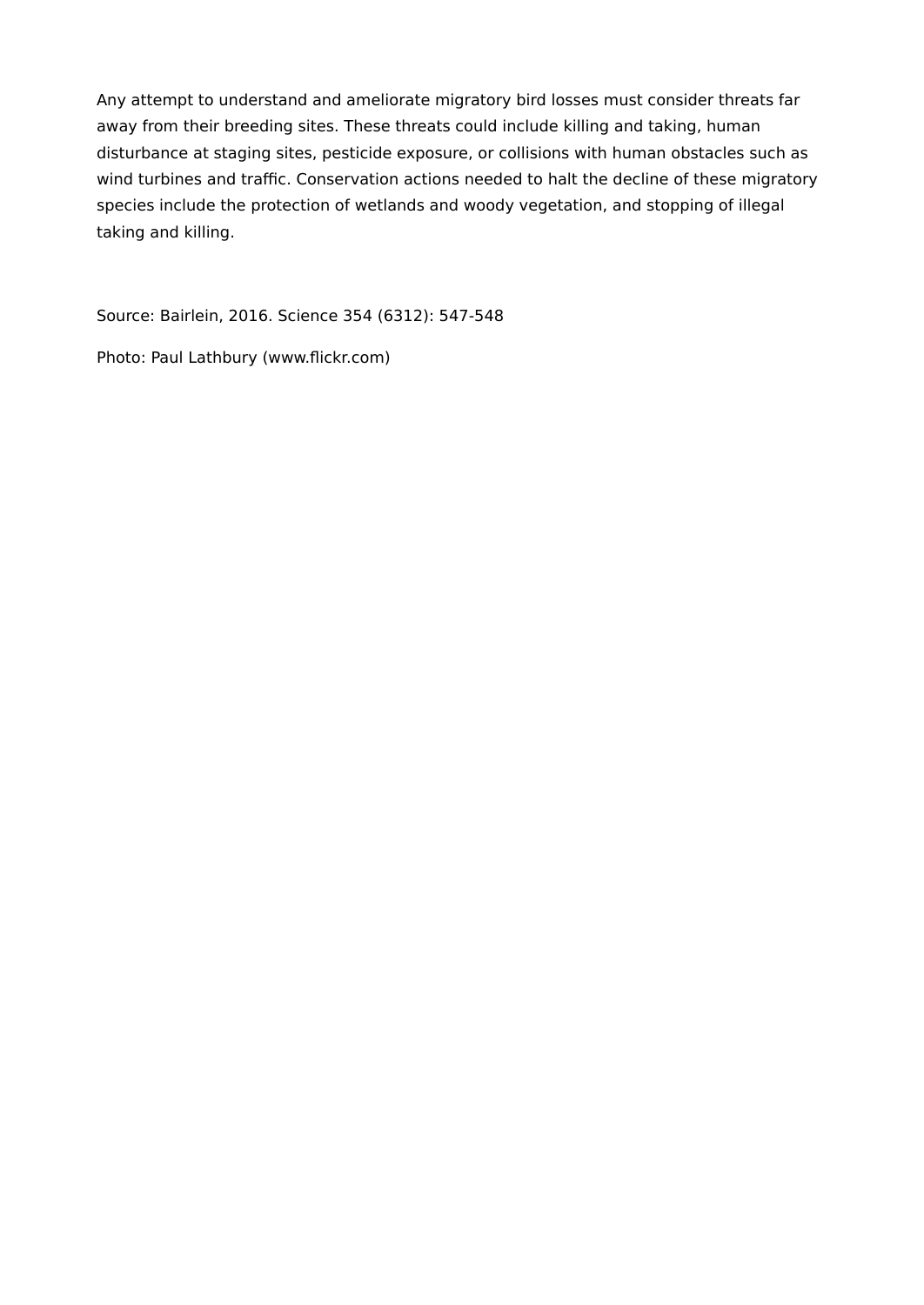Any attempt to understand and ameliorate migratory bird losses must consider threats far away from their breeding sites. These threats could include killing and taking, human disturbance at staging sites, pesticide exposure, or collisions with human obstacles such as wind turbines and traffic. Conservation actions needed to halt the decline of these migratory species include the protection of wetlands and woody vegetation, and stopping of illegal taking and killing.

Source: Bairlein, 2016. Science 354 (6312): 547-548

Photo: Paul Lathbury (www.flickr.com)